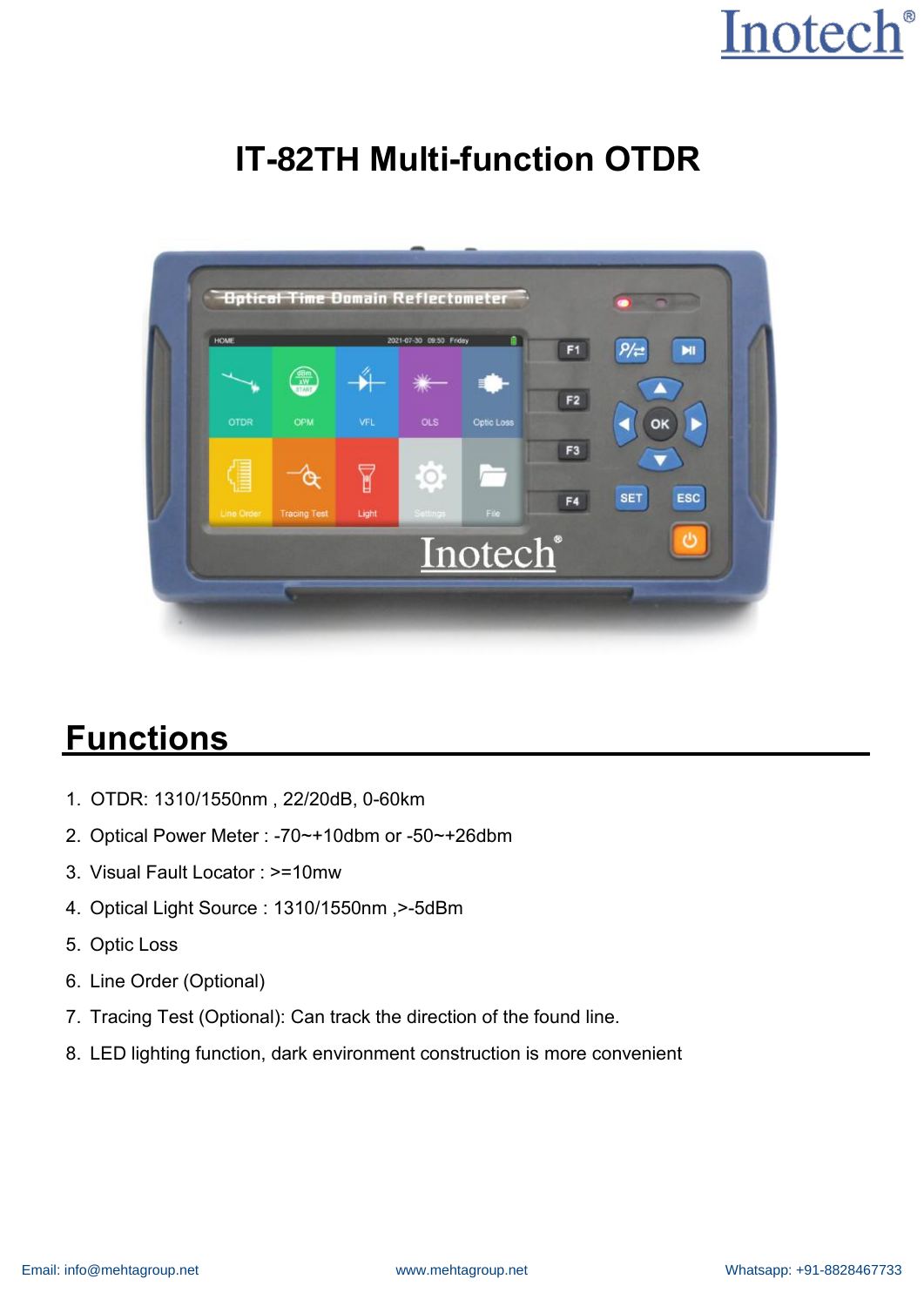# IT-82TH Multi-function OTDR

## Functions

1. OTDR: 1310/1550nm , 22/20dB, 0-60km
2. Optical Power Meter : -70~+10dbm or -50~+26dbm
3. Visual Fault Locator : >=10mw
4. Optical Light Source : 1310/1550nm ,>-5dBm
5. Optic Loss
6. Line Order (Optional)
7. Tracing Test (Optional): Can track the direction of the found line.
8. LED lighting function, dark environment construction is more convenient

Email: info@mehtagroup.net www.mehtagroup.net Whatsapp: +91-8828467733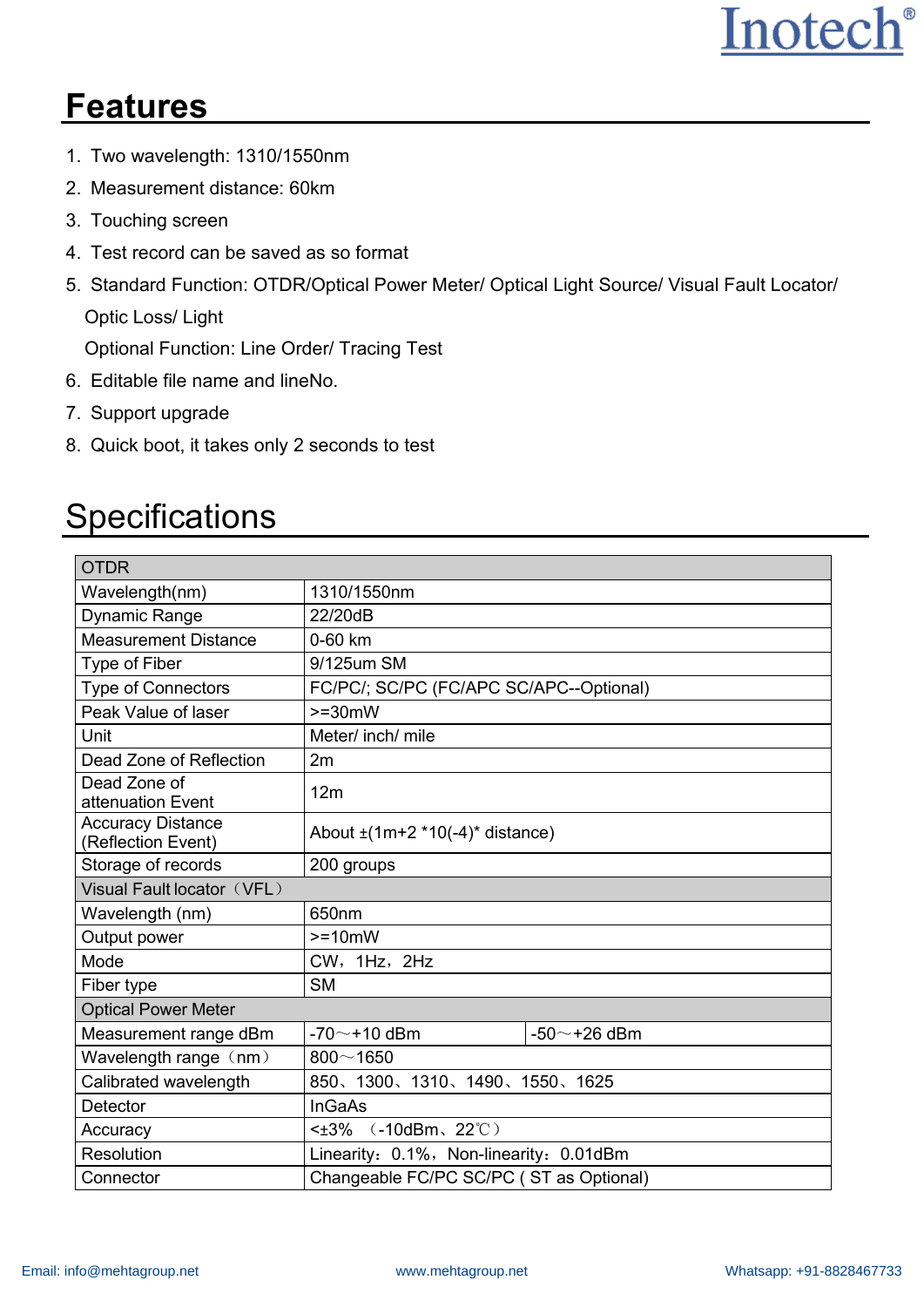## Features

1. Two wavelength: 1310/1550nm
2. Measurement distance: 60km
3. Touching screen
4. Test record can be saved as so format
5. Standard Function: OTDR/Optical Power Meter/ Optical Light Source/ Visual Fault Locator/ Optic Loss/ Light
   Optional Function: Line Order/ Tracing Test
6. Editable file name and lineNo.
7. Support upgrade
8. Quick boot, it takes only 2 seconds to test

## Specifications

| OTDR | | |
|---|---|---|
| Wavelength(nm) | 1310/1550nm | |
| Dynamic Range | 22/20dB | |
| Measurement Distance | 0-60 km | |
| Type of Fiber | 9/125um SM | |
| Type of Connectors | FC/PC/; SC/PC (FC/APC SC/APC--Optional) | |
| Peak Value of laser | >=30mW | |
| Unit | Meter/ inch/ mile | |
| Dead Zone of Reflection | 2m | |
| Dead Zone of attenuation Event | 12m | |
| Accuracy Distance (Reflection Event) | About ±(1m+2 *10(-4)* distance) | |
| Storage of records | 200 groups | |
| Visual Fault locator（VFL） | | |
| Wavelength (nm) | 650nm | |
| Output power | >=10mW | |
| Mode | CW，1Hz，2Hz | |
| Fiber type | SM | |
| Optical Power Meter | | |
| Measurement range dBm | -70～+10 dBm | -50～+26 dBm |
| Wavelength range（nm） | 800～1650 | |
| Calibrated wavelength | 850、1300、1310、1490、1550、1625 | |
| Detector | InGaAs | |
| Accuracy | <±3% （-10dBm、22℃） | |
| Resolution | Linearity：0.1%，Non-linearity：0.01dBm | |
| Connector | Changeable FC/PC SC/PC ( ST as Optional) | |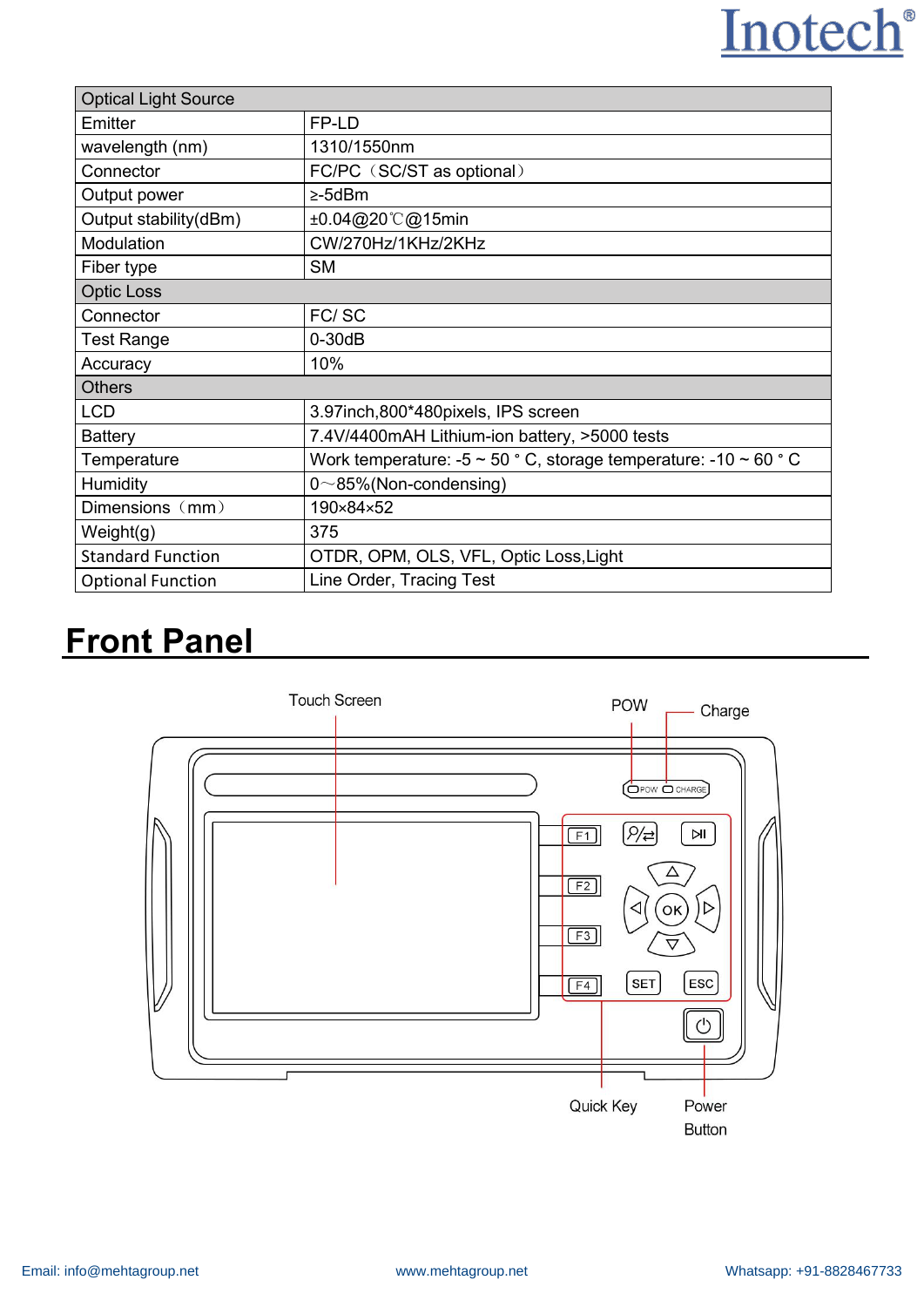| Optical Light Source | |
|---|---|
| Emitter | FP-LD |
| wavelength (nm) | 1310/1550nm |
| Connector | FC/PC（SC/ST as optional） |
| Output power | ≥-5dBm |
| Output stability(dBm) | ±0.04@20℃@15min |
| Modulation | CW/270Hz/1KHz/2KHz |
| Fiber type | SM |
| **Optic Loss** | |
| Connector | FC/ SC |
| Test Range | 0-30dB |
| Accuracy | 10% |
| **Others** | |
| LCD | 3.97inch,800*480pixels, IPS screen |
| Battery | 7.4V/4400mAH Lithium-ion battery, >5000 tests |
| Temperature | Work temperature: -5 ~ 50 ° C, storage temperature: -10 ~ 60 ° C |
| Humidity | 0～85%(Non-condensing) |
| Dimensions（mm） | 190×84×52 |
| Weight(g) | 375 |
| Standard Function | OTDR, OPM, OLS, VFL, Optic Loss,Light |
| Optional Function | Line Order, Tracing Test |

# Front Panel

Touch Screen

POW

Charge

Quick Key

Power Button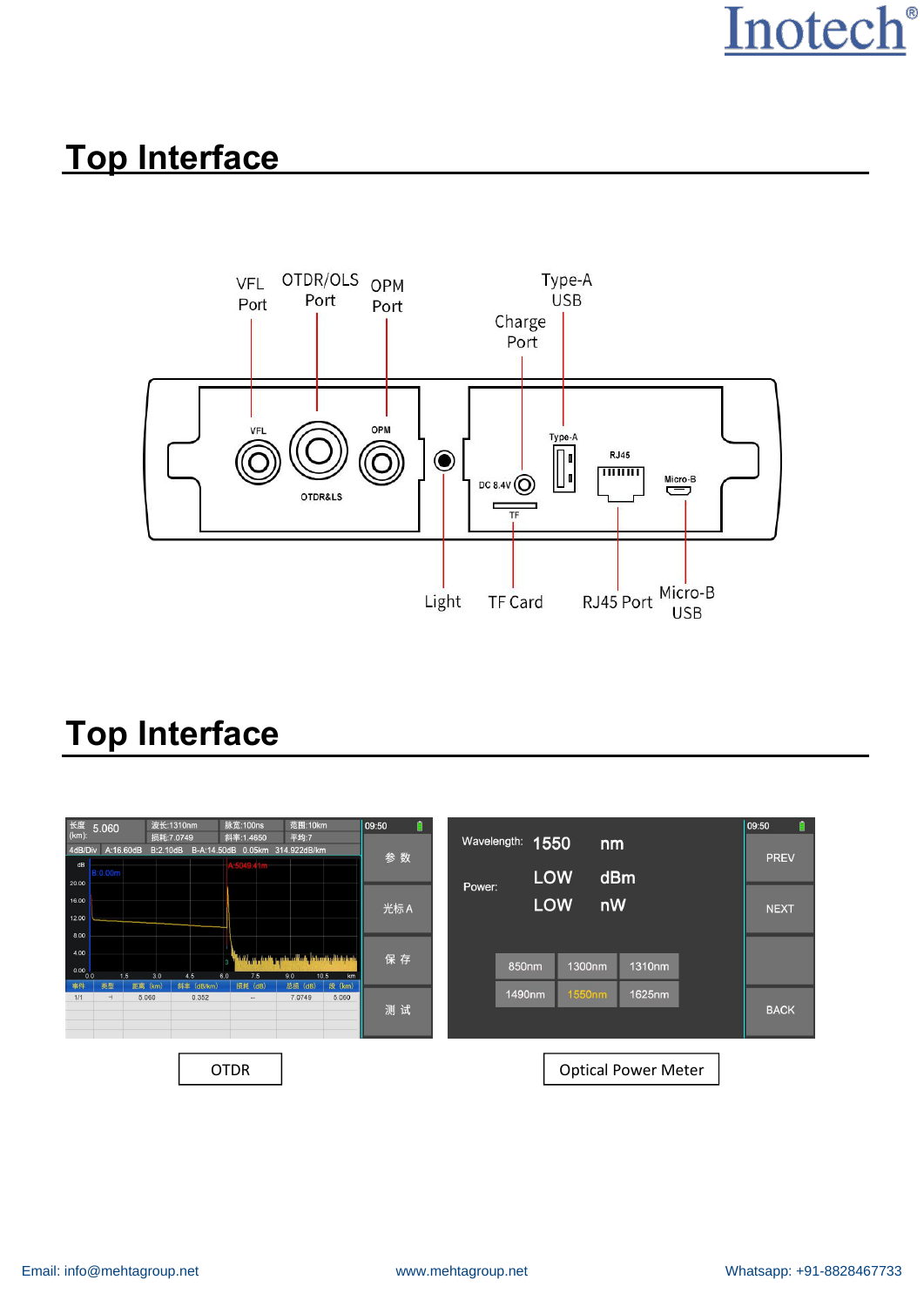## Top Interface

VFL Port

OTDR/OLS Port

OPM Port

Type-A USB

Charge Port

Light

TF Card

RJ45 Port

Micro-B USB

## Top Interface

OTDR

Optical Power Meter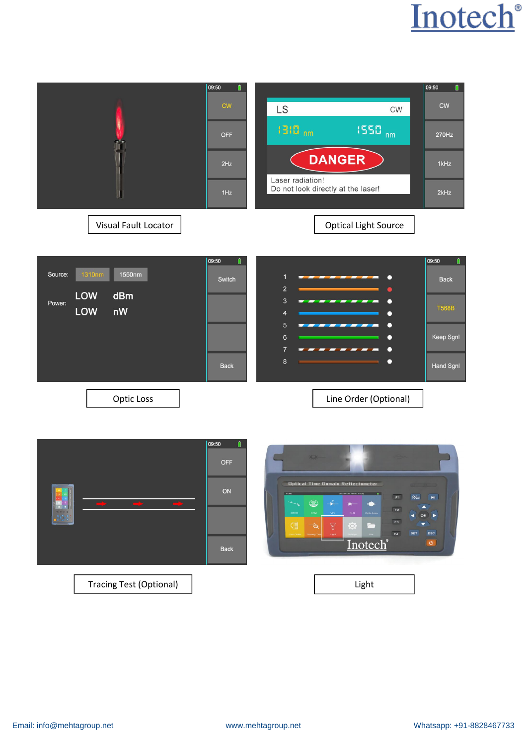Visual Fault Locator

Optical Light Source

Optic Loss

Line Order (Optional)

Tracing Test (Optional)

Light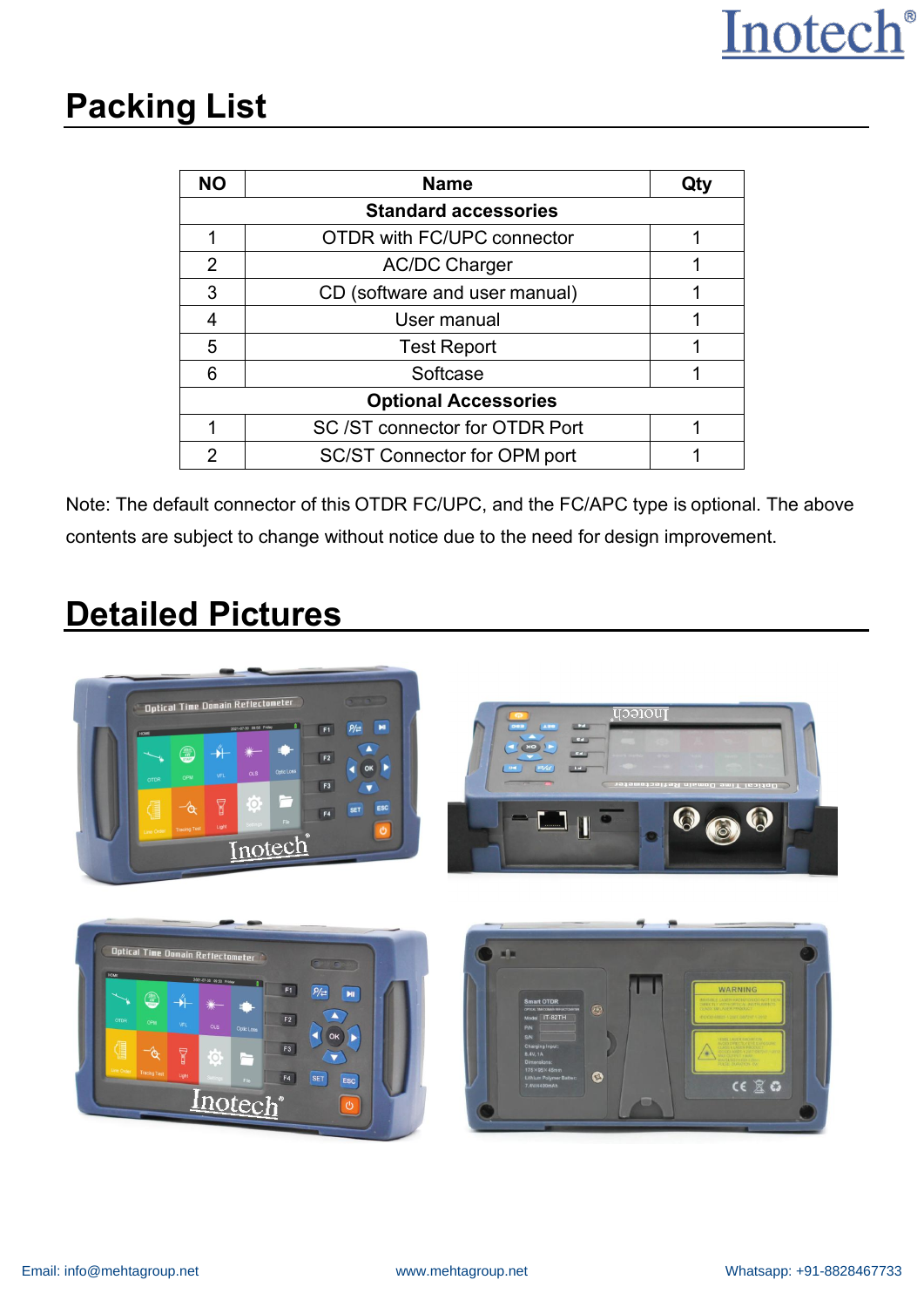# Packing List

| NO | Name | Qty |
|---|---|---|
| **Standard accessories** | | |
| 1 | OTDR with FC/UPC connector | 1 |
| 2 | AC/DC Charger | 1 |
| 3 | CD (software and user manual) | 1 |
| 4 | User manual | 1 |
| 5 | Test Report | 1 |
| 6 | Softcase | 1 |
| **Optional Accessories** | | |
| 1 | SC /ST connector for OTDR Port | 1 |
| 2 | SC/ST Connector for OPM port | 1 |

Note: The default connector of this OTDR FC/UPC, and the FC/APC type is optional. The above contents are subject to change without notice due to the need for design improvement.

# Detailed Pictures

Email: info@mehtagroup.net www.mehtagroup.net Whatsapp: +91-8828467733